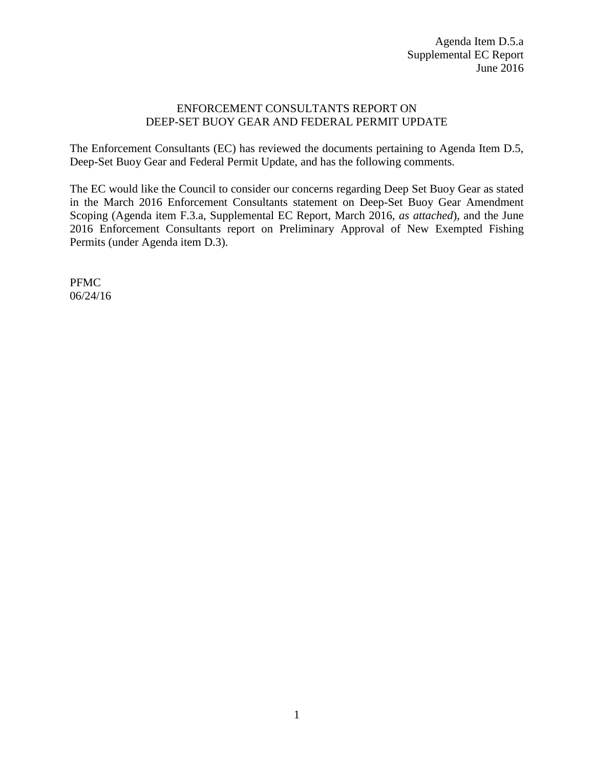Agenda Item D.5.a
Supplemental EC Report
June 2016

## ENFORCEMENT CONSULTANTS REPORT ON DEEP-SET BUOY GEAR AND FEDERAL PERMIT UPDATE

The Enforcement Consultants (EC) has reviewed the documents pertaining to Agenda Item D.5, Deep-Set Buoy Gear and Federal Permit Update, and has the following comments.

The EC would like the Council to consider our concerns regarding Deep Set Buoy Gear as stated in the March 2016 Enforcement Consultants statement on Deep-Set Buoy Gear Amendment Scoping (Agenda item F.3.a, Supplemental EC Report, March 2016, *as attached*), and the June 2016 Enforcement Consultants report on Preliminary Approval of New Exempted Fishing Permits (under Agenda item D.3).

PFMC
06/24/16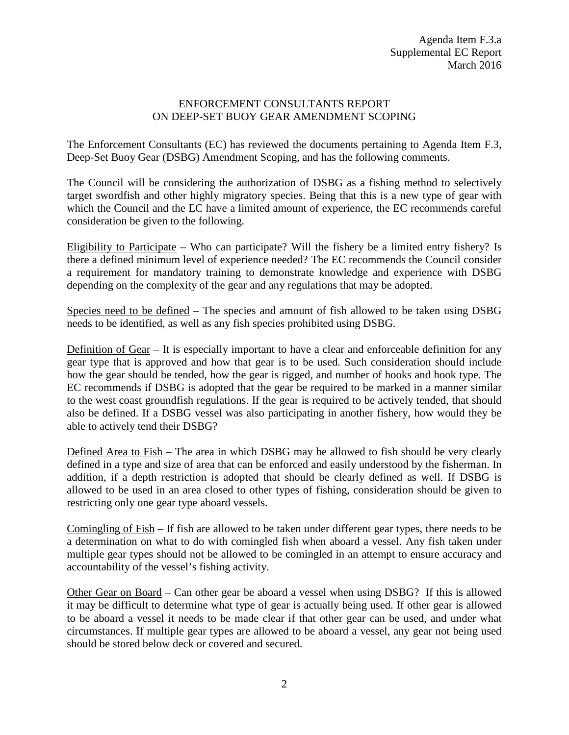Agenda Item F.3.a
Supplemental EC Report
March 2016

ENFORCEMENT CONSULTANTS REPORT
ON DEEP-SET BUOY GEAR AMENDMENT SCOPING

The Enforcement Consultants (EC) has reviewed the documents pertaining to Agenda Item F.3, Deep-Set Buoy Gear (DSBG) Amendment Scoping, and has the following comments.

The Council will be considering the authorization of DSBG as a fishing method to selectively target swordfish and other highly migratory species. Being that this is a new type of gear with which the Council and the EC have a limited amount of experience, the EC recommends careful consideration be given to the following.

<u>Eligibility to Participate</u> – Who can participate? Will the fishery be a limited entry fishery? Is there a defined minimum level of experience needed? The EC recommends the Council consider a requirement for mandatory training to demonstrate knowledge and experience with DSBG depending on the complexity of the gear and any regulations that may be adopted.

<u>Species need to be defined</u> – The species and amount of fish allowed to be taken using DSBG needs to be identified, as well as any fish species prohibited using DSBG.

<u>Definition of Gear</u> – It is especially important to have a clear and enforceable definition for any gear type that is approved and how that gear is to be used. Such consideration should include how the gear should be tended, how the gear is rigged, and number of hooks and hook type. The EC recommends if DSBG is adopted that the gear be required to be marked in a manner similar to the west coast groundfish regulations. If the gear is required to be actively tended, that should also be defined. If a DSBG vessel was also participating in another fishery, how would they be able to actively tend their DSBG?

<u>Defined Area to Fish</u> – The area in which DSBG may be allowed to fish should be very clearly defined in a type and size of area that can be enforced and easily understood by the fisherman. In addition, if a depth restriction is adopted that should be clearly defined as well. If DSBG is allowed to be used in an area closed to other types of fishing, consideration should be given to restricting only one gear type aboard vessels.

<u>Comingling of Fish</u> – If fish are allowed to be taken under different gear types, there needs to be a determination on what to do with comingled fish when aboard a vessel. Any fish taken under multiple gear types should not be allowed to be comingled in an attempt to ensure accuracy and accountability of the vessel's fishing activity.

<u>Other Gear on Board</u> – Can other gear be aboard a vessel when using DSBG? If this is allowed it may be difficult to determine what type of gear is actually being used. If other gear is allowed to be aboard a vessel it needs to be made clear if that other gear can be used, and under what circumstances. If multiple gear types are allowed to be aboard a vessel, any gear not being used should be stored below deck or covered and secured.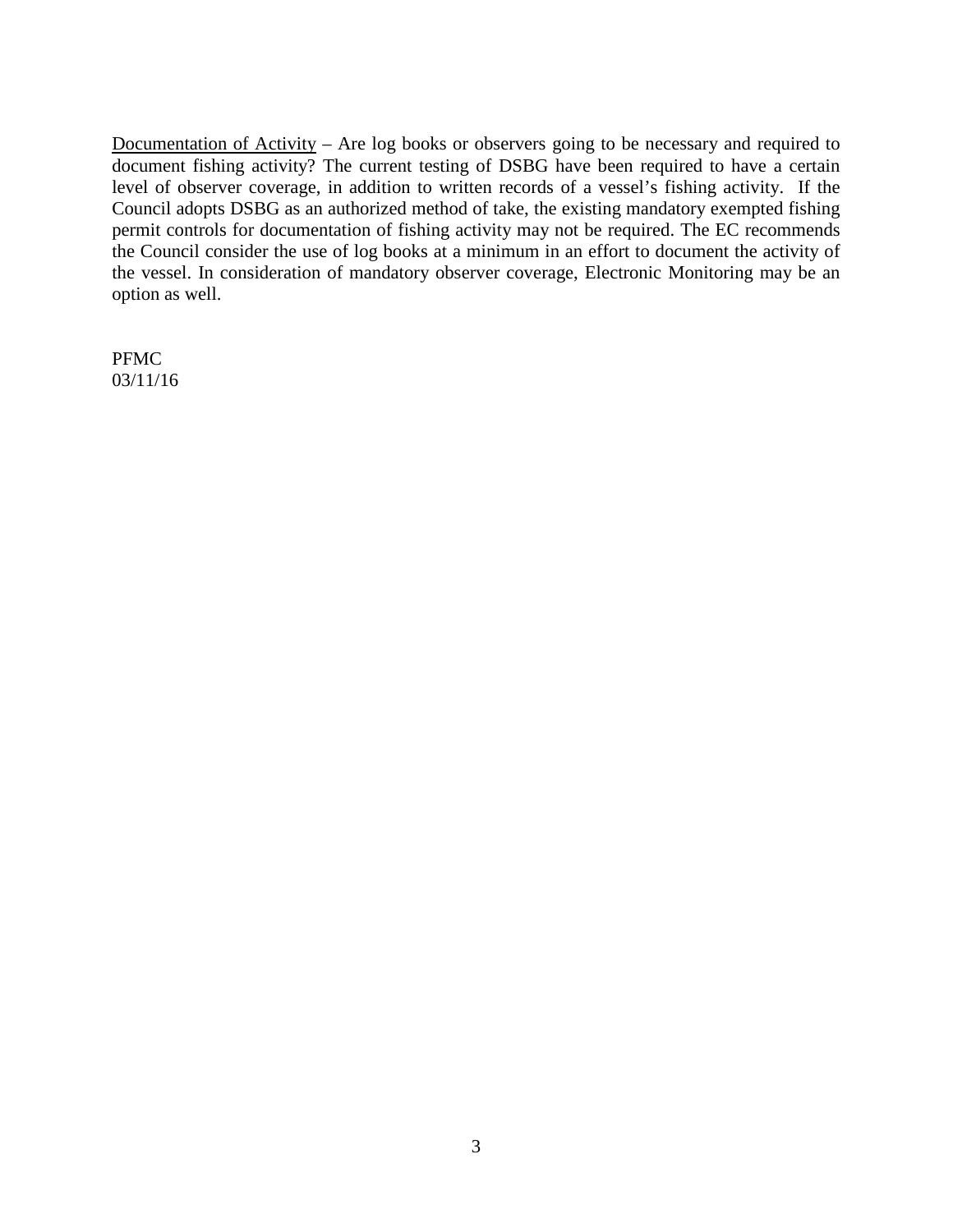<u>Documentation of Activity</u> – Are log books or observers going to be necessary and required to document fishing activity? The current testing of DSBG have been required to have a certain level of observer coverage, in addition to written records of a vessel's fishing activity. If the Council adopts DSBG as an authorized method of take, the existing mandatory exempted fishing permit controls for documentation of fishing activity may not be required. The EC recommends the Council consider the use of log books at a minimum in an effort to document the activity of the vessel. In consideration of mandatory observer coverage, Electronic Monitoring may be an option as well.

PFMC
03/11/16